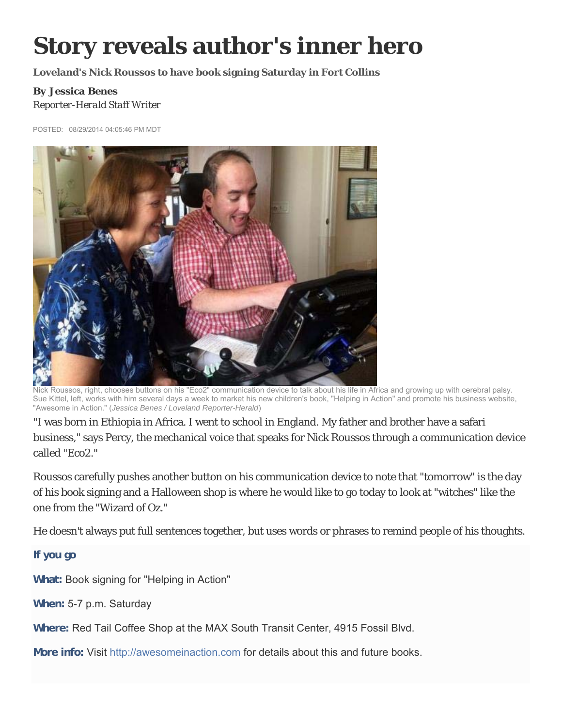# Story reveals author's inner hero

**Loveland's Nick Roussos to have book signing Saturday in Fort Collins**

**By Jessica Benes**
*Reporter-Herald Staff Writer*

POSTED: 08/29/2014 04:05:46 PM MDT

Nick Roussos, right, chooses buttons on his "Eco2" communication device to talk about his life in Africa and growing up with cerebral palsy. Sue Kittel, left, works with him several days a week to market his new children's book, "Helping in Action" and promote his business website, "Awesome in Action." (*Jessica Benes / Loveland Reporter-Herald*)

"I was born in Ethiopia in Africa. I went to school in England. My father and brother have a safari business," says Percy, the mechanical voice that speaks for Nick Roussos through a communication device called "Eco2."

Roussos carefully pushes another button on his communication device to note that "tomorrow" is the day of his book signing and a Halloween shop is where he would like to go today to look at "witches" like the one from the "Wizard of Oz."

He doesn't always put full sentences together, but uses words or phrases to remind people of his thoughts.

**If you go**

**What:** Book signing for "Helping in Action"

**When:** 5-7 p.m. Saturday

**Where:** Red Tail Coffee Shop at the MAX South Transit Center, 4915 Fossil Blvd.

**More info:** Visit http://awesomeinaction.com for details about this and future books.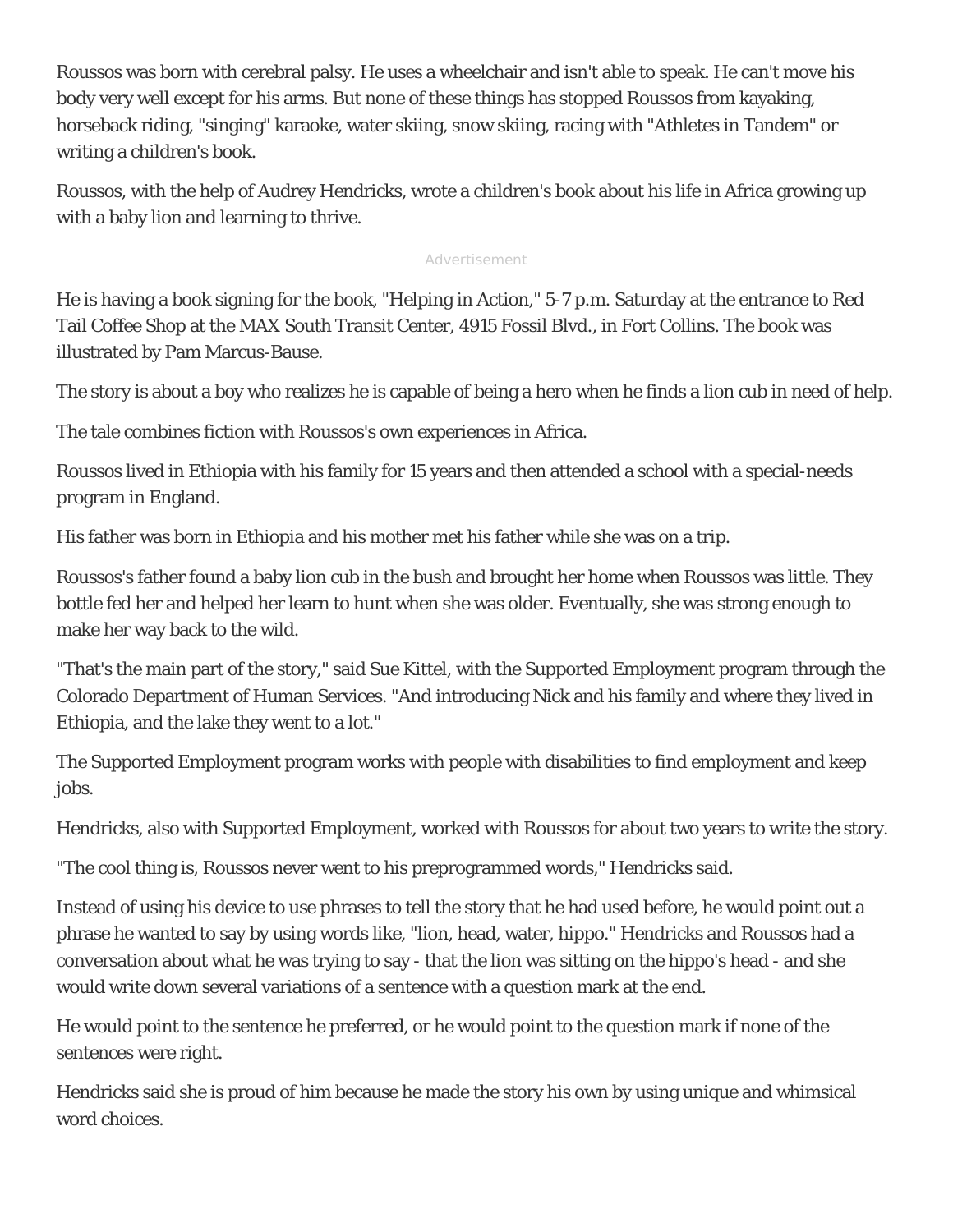Roussos was born with cerebral palsy. He uses a wheelchair and isn't able to speak. He can't move his body very well except for his arms. But none of these things has stopped Roussos from kayaking, horseback riding, "singing" karaoke, water skiing, snow skiing, racing with "Athletes in Tandem" or writing a children's book.

Roussos, with the help of Audrey Hendricks, wrote a children's book about his life in Africa growing up with a baby lion and learning to thrive.

He is having a book signing for the book, "Helping in Action," 5-7 p.m. Saturday at the entrance to Red Tail Coffee Shop at the MAX South Transit Center, 4915 Fossil Blvd., in Fort Collins. The book was illustrated by Pam Marcus-Bause.

The story is about a boy who realizes he is capable of being a hero when he finds a lion cub in need of help.

The tale combines fiction with Roussos's own experiences in Africa.

Roussos lived in Ethiopia with his family for 15 years and then attended a school with a special-needs program in England.

His father was born in Ethiopia and his mother met his father while she was on a trip.

Roussos's father found a baby lion cub in the bush and brought her home when Roussos was little. They bottle fed her and helped her learn to hunt when she was older. Eventually, she was strong enough to make her way back to the wild.

"That's the main part of the story," said Sue Kittel, with the Supported Employment program through the Colorado Department of Human Services. "And introducing Nick and his family and where they lived in Ethiopia, and the lake they went to a lot."

The Supported Employment program works with people with disabilities to find employment and keep jobs.

Hendricks, also with Supported Employment, worked with Roussos for about two years to write the story.

"The cool thing is, Roussos never went to his preprogrammed words," Hendricks said.

Instead of using his device to use phrases to tell the story that he had used before, he would point out a phrase he wanted to say by using words like, "lion, head, water, hippo." Hendricks and Roussos had a conversation about what he was trying to say - that the lion was sitting on the hippo's head - and she would write down several variations of a sentence with a question mark at the end.

He would point to the sentence he preferred, or he would point to the question mark if none of the sentences were right.

Hendricks said she is proud of him because he made the story his own by using unique and whimsical word choices.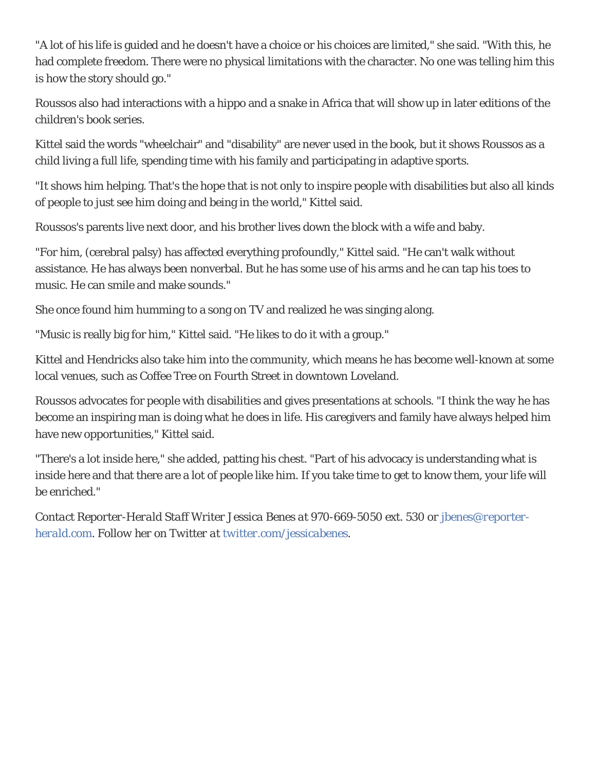"A lot of his life is guided and he doesn't have a choice or his choices are limited," she said. "With this, he had complete freedom. There were no physical limitations with the character. No one was telling him this is how the story should go."

Roussos also had interactions with a hippo and a snake in Africa that will show up in later editions of the children's book series.

Kittel said the words "wheelchair" and "disability" are never used in the book, but it shows Roussos as a child living a full life, spending time with his family and participating in adaptive sports.

"It shows him helping. That's the hope that is not only to inspire people with disabilities but also all kinds of people to just see him doing and being in the world," Kittel said.

Roussos's parents live next door, and his brother lives down the block with a wife and baby.

"For him, (cerebral palsy) has affected everything profoundly," Kittel said. "He can't walk without assistance. He has always been nonverbal. But he has some use of his arms and he can tap his toes to music. He can smile and make sounds."

She once found him humming to a song on TV and realized he was singing along.

"Music is really big for him," Kittel said. "He likes to do it with a group."

Kittel and Hendricks also take him into the community, which means he has become well-known at some local venues, such as Coffee Tree on Fourth Street in downtown Loveland.

Roussos advocates for people with disabilities and gives presentations at schools. "I think the way he has become an inspiring man is doing what he does in life. His caregivers and family have always helped him have new opportunities," Kittel said.

"There's a lot inside here," she added, patting his chest. "Part of his advocacy is understanding what is inside here and that there are a lot of people like him. If you take time to get to know them, your life will be enriched."

*Contact Reporter-Herald Staff Writer Jessica Benes at 970-669-5050 ext. 530 or* jbenes@reporter-herald.com. *Follow her on Twitter at* twitter.com/jessicabenes.